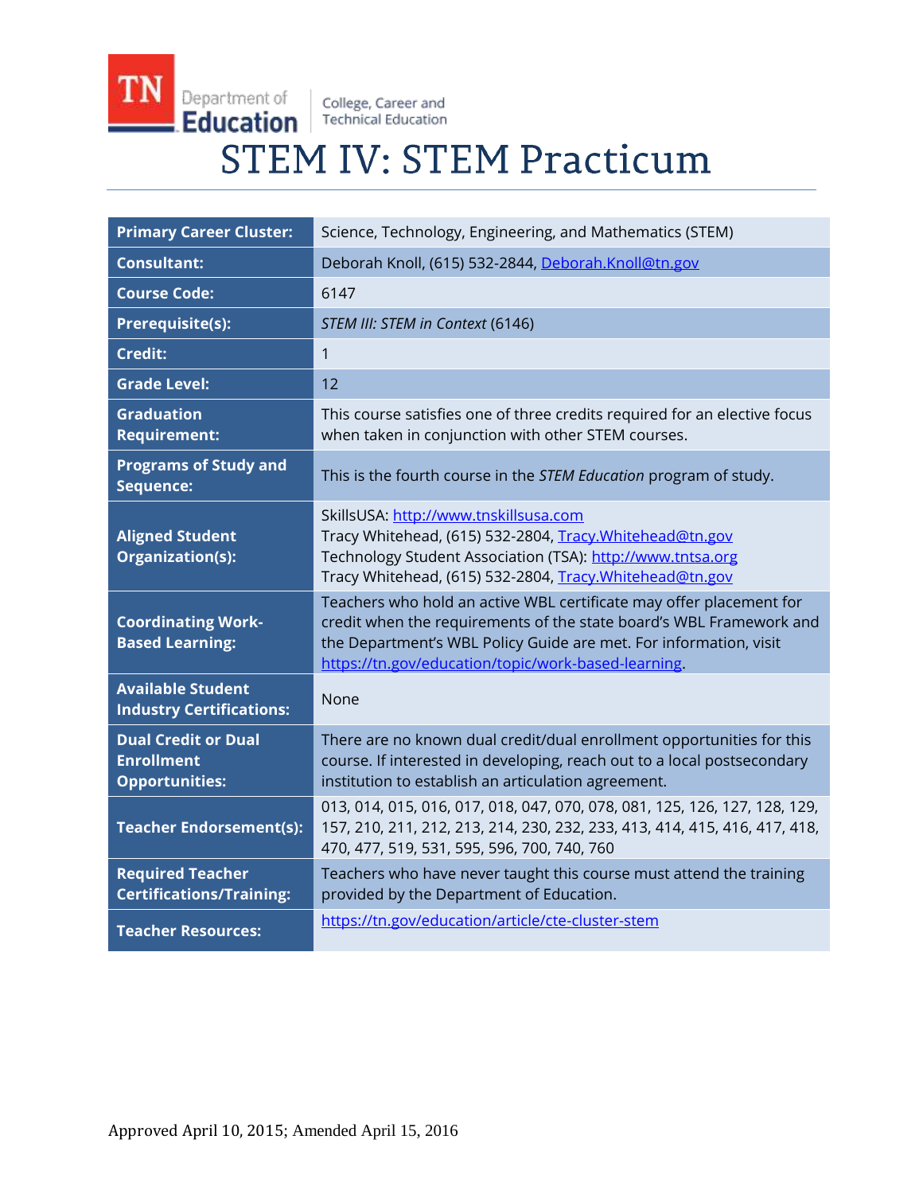Department of Education | College, Career and Technical Education

# STEM IV: STEM Practicum

| | |
|---|---|
| **Primary Career Cluster:** | Science, Technology, Engineering, and Mathematics (STEM) |
| **Consultant:** | Deborah Knoll, (615) 532-2844, Deborah.Knoll@tn.gov |
| **Course Code:** | 6147 |
| **Prerequisite(s):** | *STEM III: STEM in Context* (6146) |
| **Credit:** | 1 |
| **Grade Level:** | 12 |
| **Graduation Requirement:** | This course satisfies one of three credits required for an elective focus when taken in conjunction with other STEM courses. |
| **Programs of Study and Sequence:** | This is the fourth course in the *STEM Education* program of study. |
| **Aligned Student Organization(s):** | SkillsUSA: http://www.tnskillsusa.com<br>Tracy Whitehead, (615) 532-2804, Tracy.Whitehead@tn.gov<br>Technology Student Association (TSA): http://www.tntsa.org<br>Tracy Whitehead, (615) 532-2804, Tracy.Whitehead@tn.gov |
| **Coordinating Work-Based Learning:** | Teachers who hold an active WBL certificate may offer placement for credit when the requirements of the state board's WBL Framework and the Department's WBL Policy Guide are met. For information, visit https://tn.gov/education/topic/work-based-learning. |
| **Available Student Industry Certifications:** | None |
| **Dual Credit or Dual Enrollment Opportunities:** | There are no known dual credit/dual enrollment opportunities for this course. If interested in developing, reach out to a local postsecondary institution to establish an articulation agreement. |
| **Teacher Endorsement(s):** | 013, 014, 015, 016, 017, 018, 047, 070, 078, 081, 125, 126, 127, 128, 129, 157, 210, 211, 212, 213, 214, 230, 232, 233, 413, 414, 415, 416, 417, 418, 470, 477, 519, 531, 595, 596, 700, 740, 760 |
| **Required Teacher Certifications/Training:** | Teachers who have never taught this course must attend the training provided by the Department of Education. |
| **Teacher Resources:** | https://tn.gov/education/article/cte-cluster-stem |

Approved April 10, 2015; Amended April 15, 2016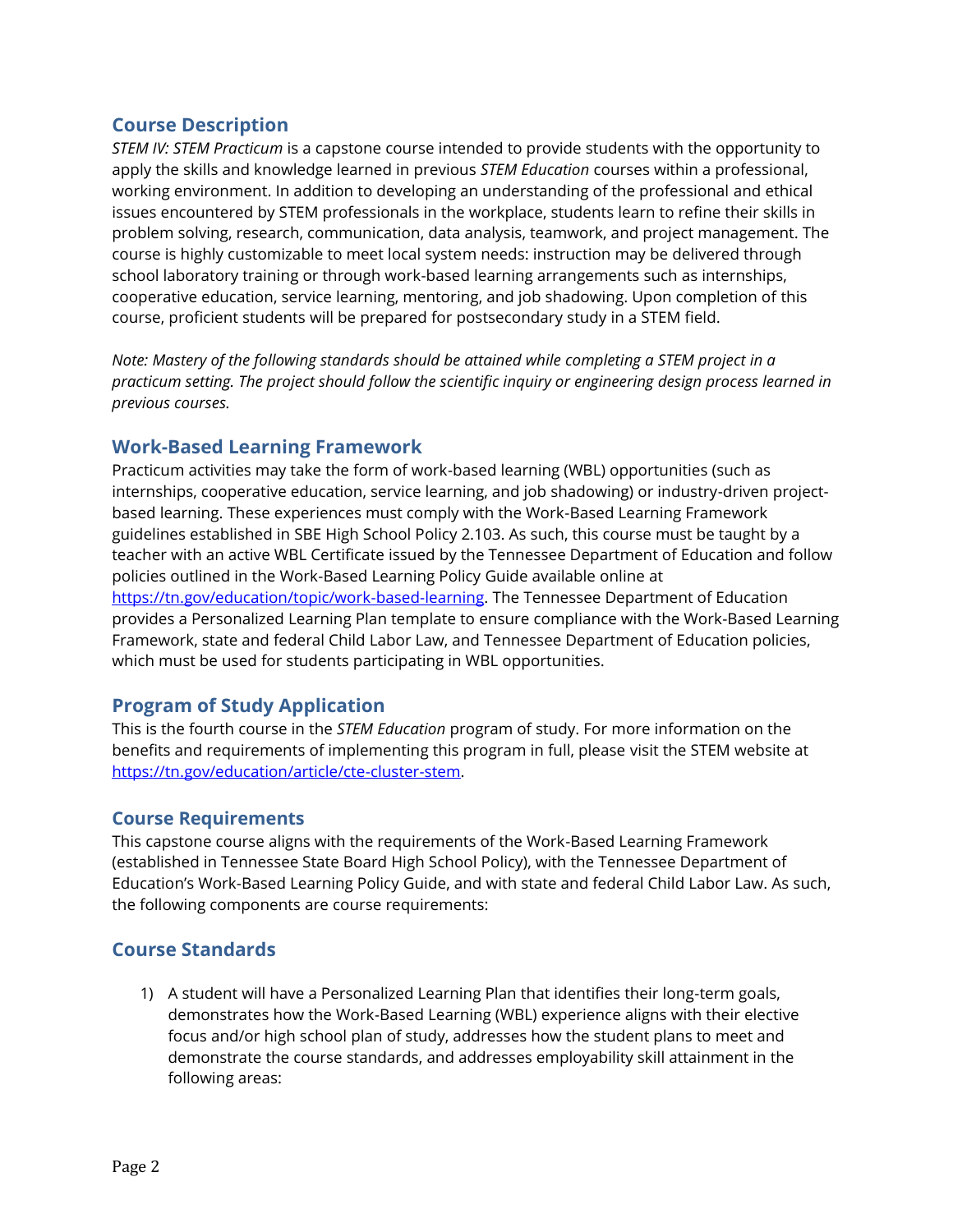## Course Description

*STEM IV: STEM Practicum* is a capstone course intended to provide students with the opportunity to apply the skills and knowledge learned in previous *STEM Education* courses within a professional, working environment. In addition to developing an understanding of the professional and ethical issues encountered by STEM professionals in the workplace, students learn to refine their skills in problem solving, research, communication, data analysis, teamwork, and project management. The course is highly customizable to meet local system needs: instruction may be delivered through school laboratory training or through work-based learning arrangements such as internships, cooperative education, service learning, mentoring, and job shadowing. Upon completion of this course, proficient students will be prepared for postsecondary study in a STEM field.

*Note: Mastery of the following standards should be attained while completing a STEM project in a practicum setting. The project should follow the scientific inquiry or engineering design process learned in previous courses.*

## Work-Based Learning Framework

Practicum activities may take the form of work-based learning (WBL) opportunities (such as internships, cooperative education, service learning, and job shadowing) or industry-driven project-based learning. These experiences must comply with the Work-Based Learning Framework guidelines established in SBE High School Policy 2.103. As such, this course must be taught by a teacher with an active WBL Certificate issued by the Tennessee Department of Education and follow policies outlined in the Work-Based Learning Policy Guide available online at https://tn.gov/education/topic/work-based-learning. The Tennessee Department of Education provides a Personalized Learning Plan template to ensure compliance with the Work-Based Learning Framework, state and federal Child Labor Law, and Tennessee Department of Education policies, which must be used for students participating in WBL opportunities.

## Program of Study Application

This is the fourth course in the *STEM Education* program of study. For more information on the benefits and requirements of implementing this program in full, please visit the STEM website at https://tn.gov/education/article/cte-cluster-stem.

## Course Requirements

This capstone course aligns with the requirements of the Work-Based Learning Framework (established in Tennessee State Board High School Policy), with the Tennessee Department of Education's Work-Based Learning Policy Guide, and with state and federal Child Labor Law. As such, the following components are course requirements:

## Course Standards

1) A student will have a Personalized Learning Plan that identifies their long-term goals, demonstrates how the Work-Based Learning (WBL) experience aligns with their elective focus and/or high school plan of study, addresses how the student plans to meet and demonstrate the course standards, and addresses employability skill attainment in the following areas: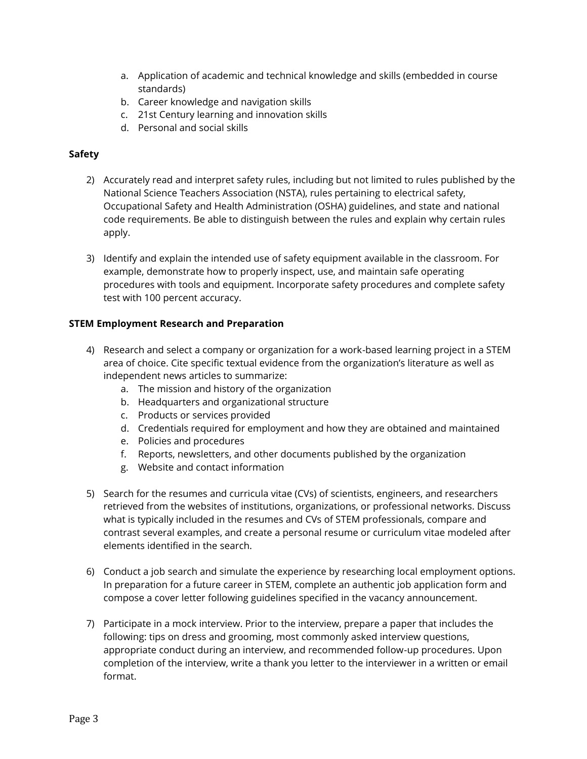a. Application of academic and technical knowledge and skills (embedded in course standards)
   b. Career knowledge and navigation skills
   c. 21st Century learning and innovation skills
   d. Personal and social skills

**Safety**

2) Accurately read and interpret safety rules, including but not limited to rules published by the National Science Teachers Association (NSTA), rules pertaining to electrical safety, Occupational Safety and Health Administration (OSHA) guidelines, and state and national code requirements. Be able to distinguish between the rules and explain why certain rules apply.

3) Identify and explain the intended use of safety equipment available in the classroom. For example, demonstrate how to properly inspect, use, and maintain safe operating procedures with tools and equipment. Incorporate safety procedures and complete safety test with 100 percent accuracy.

**STEM Employment Research and Preparation**

4) Research and select a company or organization for a work-based learning project in a STEM area of choice. Cite specific textual evidence from the organization's literature as well as independent news articles to summarize:
   a. The mission and history of the organization
   b. Headquarters and organizational structure
   c. Products or services provided
   d. Credentials required for employment and how they are obtained and maintained
   e. Policies and procedures
   f. Reports, newsletters, and other documents published by the organization
   g. Website and contact information

5) Search for the resumes and curricula vitae (CVs) of scientists, engineers, and researchers retrieved from the websites of institutions, organizations, or professional networks. Discuss what is typically included in the resumes and CVs of STEM professionals, compare and contrast several examples, and create a personal resume or curriculum vitae modeled after elements identified in the search.

6) Conduct a job search and simulate the experience by researching local employment options. In preparation for a future career in STEM, complete an authentic job application form and compose a cover letter following guidelines specified in the vacancy announcement.

7) Participate in a mock interview. Prior to the interview, prepare a paper that includes the following: tips on dress and grooming, most commonly asked interview questions, appropriate conduct during an interview, and recommended follow-up procedures. Upon completion of the interview, write a thank you letter to the interviewer in a written or email format.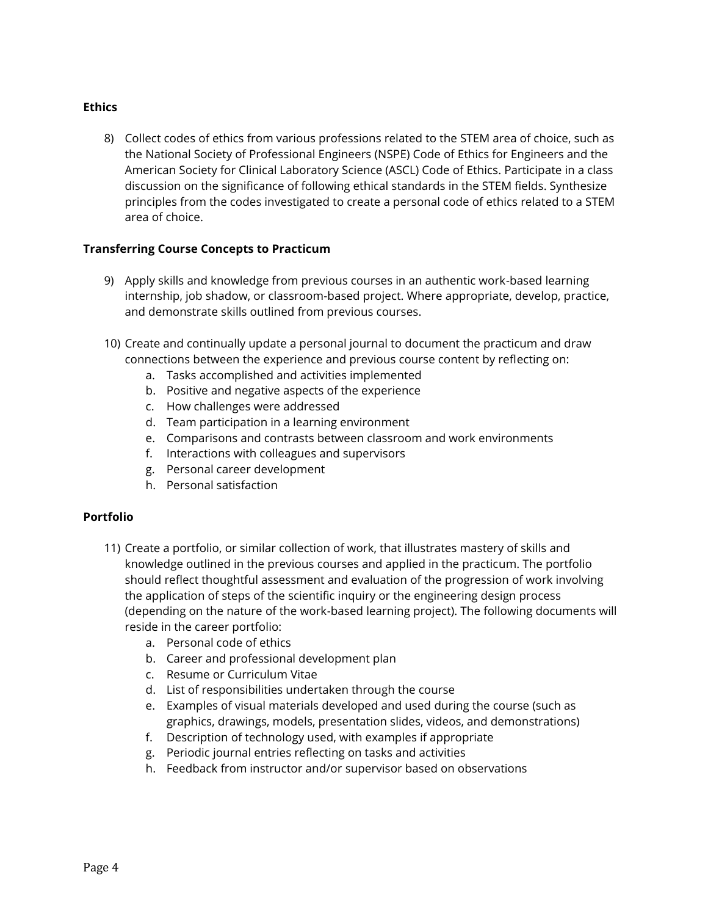**Ethics**

8) Collect codes of ethics from various professions related to the STEM area of choice, such as the National Society of Professional Engineers (NSPE) Code of Ethics for Engineers and the American Society for Clinical Laboratory Science (ASCL) Code of Ethics. Participate in a class discussion on the significance of following ethical standards in the STEM fields. Synthesize principles from the codes investigated to create a personal code of ethics related to a STEM area of choice.

**Transferring Course Concepts to Practicum**

9) Apply skills and knowledge from previous courses in an authentic work-based learning internship, job shadow, or classroom-based project. Where appropriate, develop, practice, and demonstrate skills outlined from previous courses.

10) Create and continually update a personal journal to document the practicum and draw connections between the experience and previous course content by reflecting on:
    a. Tasks accomplished and activities implemented
    b. Positive and negative aspects of the experience
    c. How challenges were addressed
    d. Team participation in a learning environment
    e. Comparisons and contrasts between classroom and work environments
    f. Interactions with colleagues and supervisors
    g. Personal career development
    h. Personal satisfaction

**Portfolio**

11) Create a portfolio, or similar collection of work, that illustrates mastery of skills and knowledge outlined in the previous courses and applied in the practicum. The portfolio should reflect thoughtful assessment and evaluation of the progression of work involving the application of steps of the scientific inquiry or the engineering design process (depending on the nature of the work-based learning project). The following documents will reside in the career portfolio:
    a. Personal code of ethics
    b. Career and professional development plan
    c. Resume or Curriculum Vitae
    d. List of responsibilities undertaken through the course
    e. Examples of visual materials developed and used during the course (such as graphics, drawings, models, presentation slides, videos, and demonstrations)
    f. Description of technology used, with examples if appropriate
    g. Periodic journal entries reflecting on tasks and activities
    h. Feedback from instructor and/or supervisor based on observations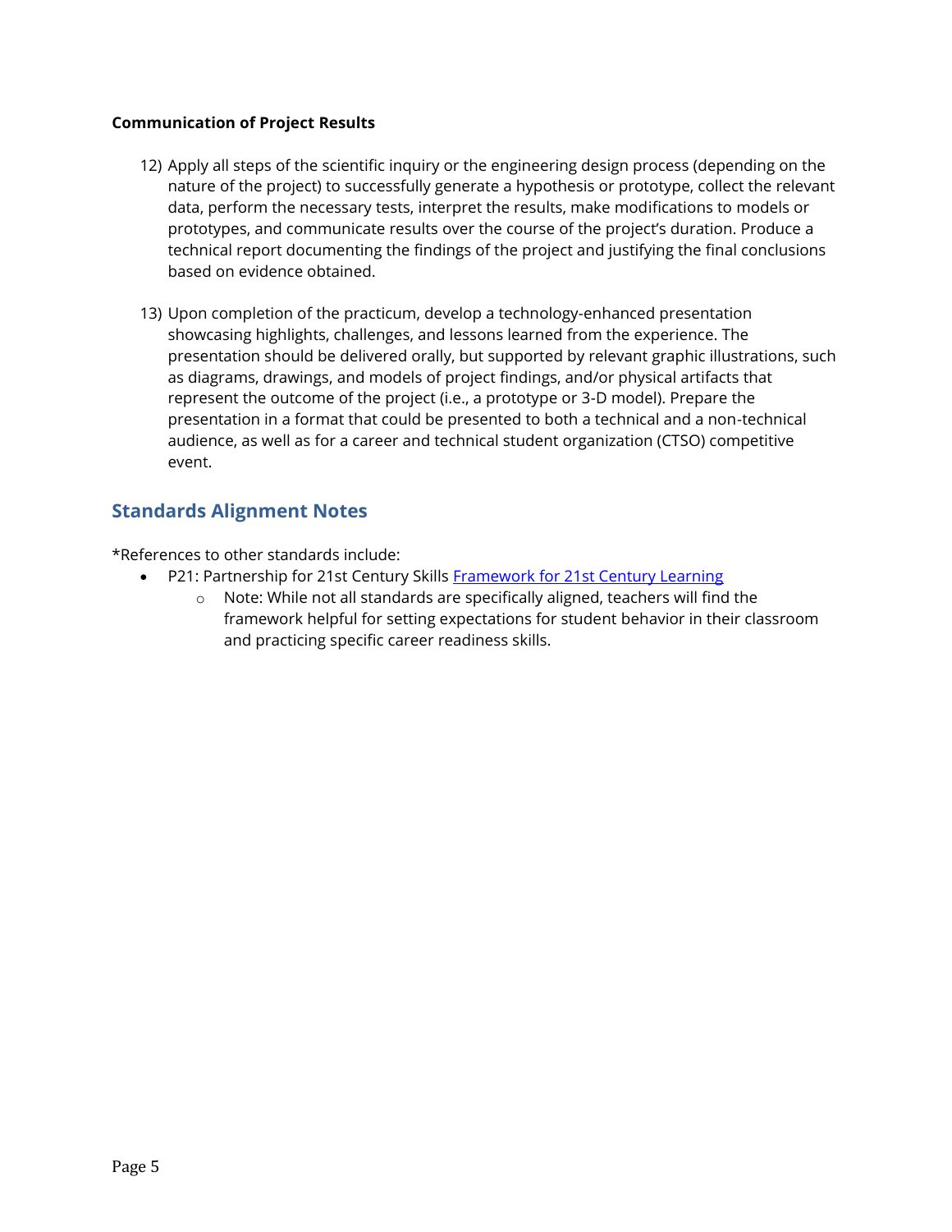**Communication of Project Results**

12) Apply all steps of the scientific inquiry or the engineering design process (depending on the nature of the project) to successfully generate a hypothesis or prototype, collect the relevant data, perform the necessary tests, interpret the results, make modifications to models or prototypes, and communicate results over the course of the project's duration. Produce a technical report documenting the findings of the project and justifying the final conclusions based on evidence obtained.

13) Upon completion of the practicum, develop a technology-enhanced presentation showcasing highlights, challenges, and lessons learned from the experience. The presentation should be delivered orally, but supported by relevant graphic illustrations, such as diagrams, drawings, and models of project findings, and/or physical artifacts that represent the outcome of the project (i.e., a prototype or 3-D model). Prepare the presentation in a format that could be presented to both a technical and a non-technical audience, as well as for a career and technical student organization (CTSO) competitive event.

## Standards Alignment Notes

*References to other standards include:

- P21: Partnership for 21st Century Skills [Framework for 21st Century Learning]
  - Note: While not all standards are specifically aligned, teachers will find the framework helpful for setting expectations for student behavior in their classroom and practicing specific career readiness skills.